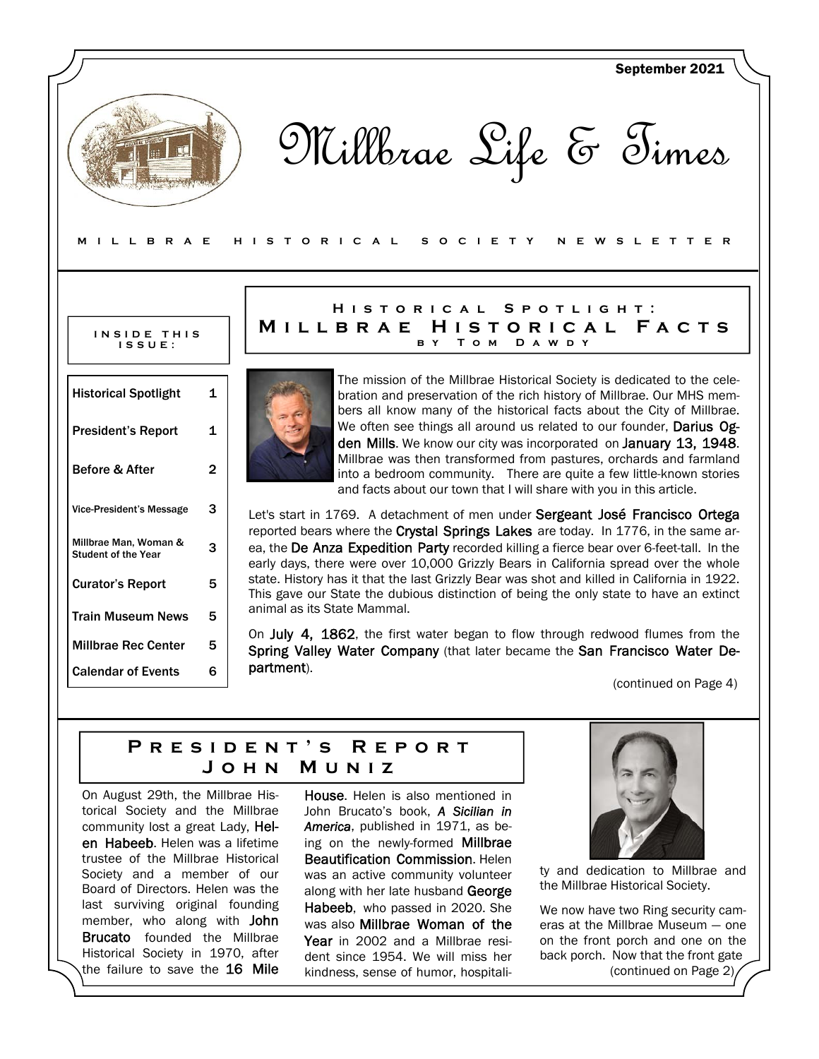September 2021

# Millbrae Life & Times

MILLBRAE HISTORICAL SOCIETY NEWSLETTER

**INSIDE THIS ISSUE:**

| | |
|---|---|
| Historical Spotlight | 1 |
| President's Report | 1 |
| Before & After | 2 |
| Vice-President's Message | 3 |
| Millbrae Man, Woman & Student of the Year | 3 |
| Curator's Report | 5 |
| Train Museum News | 5 |
| Millbrae Rec Center | 5 |
| Calendar of Events | 6 |

## Historical Spotlight: Millbrae Historical Facts

### by Tom Dawdy

The mission of the Millbrae Historical Society is dedicated to the celebration and preservation of the rich history of Millbrae. Our MHS members all know many of the historical facts about the City of Millbrae. We often see things all around us related to our founder, **Darius Ogden Mills**. We know our city was incorporated on **January 13, 1948**. Millbrae was then transformed from pastures, orchards and farmland into a bedroom community. There are quite a few little-known stories and facts about our town that I will share with you in this article.

Let's start in 1769. A detachment of men under **Sergeant José Francisco Ortega** reported bears where the **Crystal Springs Lakes** are today. In 1776, in the same area, the **De Anza Expedition Party** recorded killing a fierce bear over 6-feet-tall. In the early days, there were over 10,000 Grizzly Bears in California spread over the whole state. History has it that the last Grizzly Bear was shot and killed in California in 1922. This gave our State the dubious distinction of being the only state to have an extinct animal as its State Mammal.

On **July 4, 1862**, the first water began to flow through redwood flumes from the **Spring Valley Water Company** (that later became the **San Francisco Water Department**).

(continued on Page 4)

## President's Report

### John Muniz

On August 29th, the Millbrae Historical Society and the Millbrae community lost a great Lady, **Helen Habeeb**. Helen was a lifetime trustee of the Millbrae Historical Society and a member of our Board of Directors. Helen was the last surviving original founding member, who along with **John Brucato** founded the Millbrae Historical Society in 1970, after the failure to save the **16 Mile House**. Helen is also mentioned in John Brucato's book, ***A Sicilian in America***, published in 1971, as being on the newly-formed **Millbrae Beautification Commission**. Helen was an active community volunteer along with her late husband **George Habeeb**, who passed in 2020. She was also **Millbrae Woman of the Year** in 2002 and a Millbrae resident since 1954. We will miss her kindness, sense of humor, hospitality and dedication to Millbrae and the Millbrae Historical Society.

We now have two Ring security cameras at the Millbrae Museum — one on the front porch and one on the back porch. Now that the front gate

(continued on Page 2)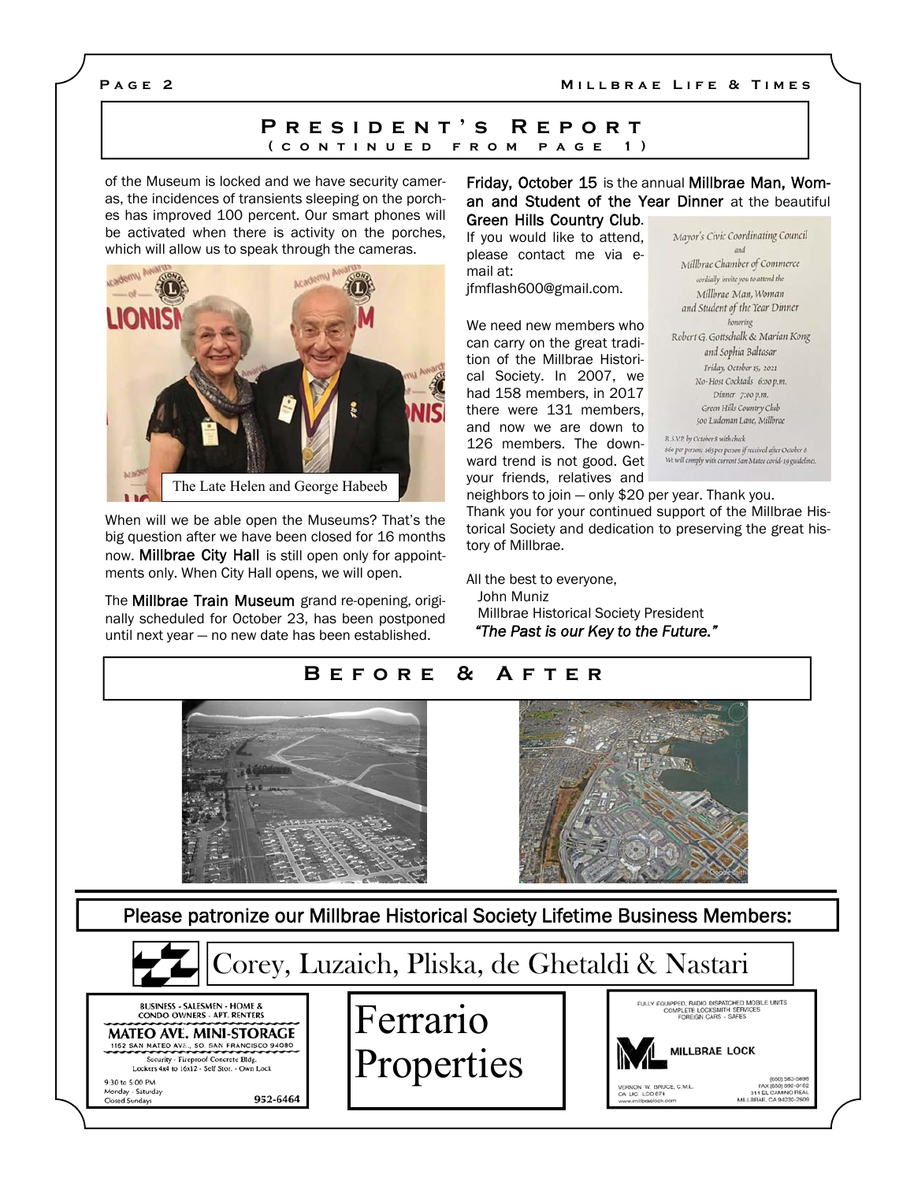## President's Report
### (continued from page 1)

of the Museum is locked and we have security cameras, the incidences of transients sleeping on the porches has improved 100 percent. Our smart phones will be activated when there is activity on the porches, which will allow us to speak through the cameras.

The Late Helen and George Habeeb

When will we be able open the Museums? That's the big question after we have been closed for 16 months now. **Millbrae City Hall** is still open only for appointments only. When City Hall opens, we will open.

The **Millbrae Train Museum** grand re-opening, originally scheduled for October 23, has been postponed until next year — no new date has been established.

**Friday, October 15** is the annual **Millbrae Man, Woman and Student of the Year Dinner** at the beautiful **Green Hills Country Club**. If you would like to attend, please contact me via e-mail at: jfmflash600@gmail.com.

Mayor's Civic Coordinating Council
and
Millbrae Chamber of Commerce
cordially invite you to attend the
Millbrae Man, Woman
and Student of the Year Dinner
honoring
Robert G. Gottschalk & Marian Kong
and Sophia Baltasar
Friday, October 15, 2021
No-Host Cocktails 6:00 p.m.
Dinner 7:00 p.m.
Green Hills Country Club
500 Ludeman Lane, Millbrae

R.S.V.P. by October 8 with check
$60 per person; $65 per person if received after October 8
We will comply with current San Mateo covid-19 guidelines.

We need new members who can carry on the great tradition of the Millbrae Historical Society. In 2007, we had 158 members, in 2017 there were 131 members, and now we are down to 126 members. The downward trend is not good. Get your friends, relatives and neighbors to join — only $20 per year. Thank you.

Thank you for your continued support of the Millbrae Historical Society and dedication to preserving the great history of Millbrae.

All the best to everyone,
John Muniz
Millbrae Historical Society President
*"The Past is our Key to the Future."*

## Before & After

**Please patronize our Millbrae Historical Society Lifetime Business Members:**

Corey, Luzaich, Pliska, de Ghetaldi & Nastari

BUSINESS - SALESMEN - HOME & CONDO OWNERS - APT. RENTERS
**MATEO AVE. MINI-STORAGE**
1162 SAN MATEO AVE., SO. SAN FRANCISCO 94080
Security - Fireproof Concrete Bldg.
Lockers 4x4 to 16x12 - Self Stor. - Own Lock
9:30 to 5:00 PM
Monday - Saturday
Closed Sundays
952-6464

Ferrario Properties

FULLY EQUIPPED, RADIO DISPATCHED MOBILE UNITS
COMPLETE LOCKSMITH SERVICES
FOREIGN CARS - SAFES
**MILLBRAE LOCK**
VERNON W. BRUCE, C.M.L.
CA LIC. LCO 674
www.millbraelock.com
(650) 583-5695
FAX (650) 692-0162
311 EL CAMINO REAL
MILLBRAE, CA 94030-2609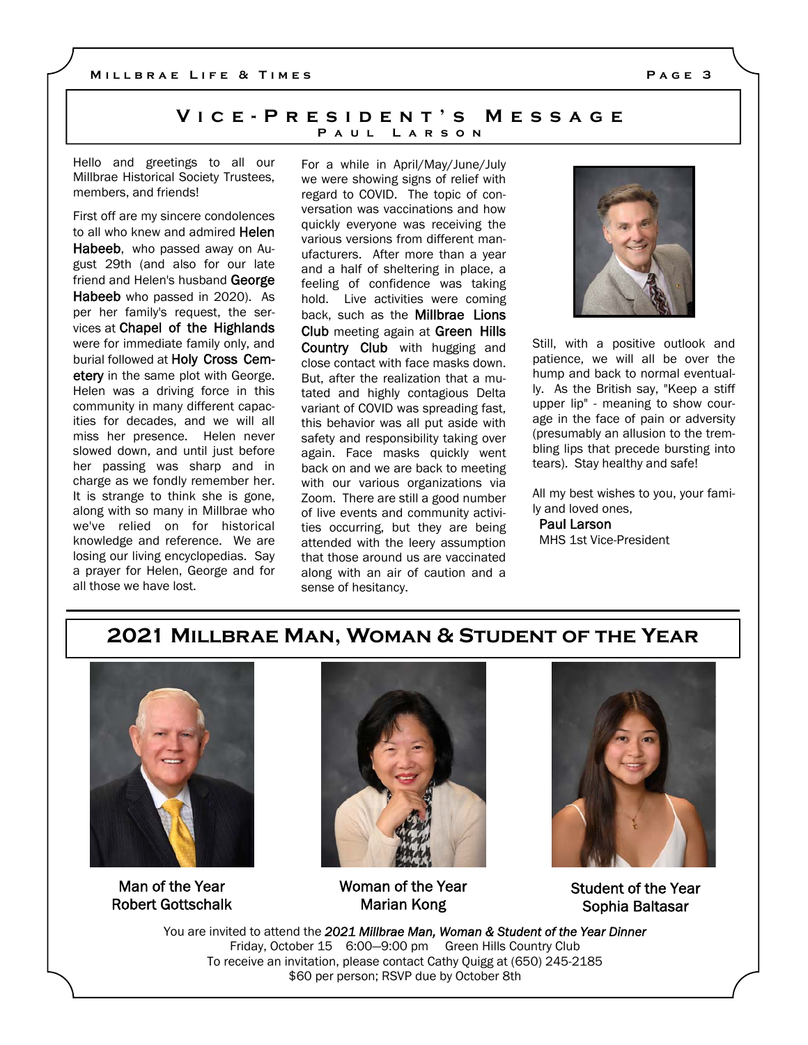## Vice-President's Message

### Paul Larson

Hello and greetings to all our Millbrae Historical Society Trustees, members, and friends!

First off are my sincere condolences to all who knew and admired **Helen Habeeb**, who passed away on August 29th (and also for our late friend and Helen's husband **George Habeeb** who passed in 2020). As per her family's request, the services at **Chapel of the Highlands** were for immediate family only, and burial followed at **Holy Cross Cemetery** in the same plot with George. Helen was a driving force in this community in many different capacities for decades, and we will all miss her presence. Helen never slowed down, and until just before her passing was sharp and in charge as we fondly remember her. It is strange to think she is gone, along with so many in Millbrae who we've relied on for historical knowledge and reference. We are losing our living encyclopedias. Say a prayer for Helen, George and for all those we have lost.

For a while in April/May/June/July we were showing signs of relief with regard to COVID. The topic of conversation was vaccinations and how quickly everyone was receiving the various versions from different manufacturers. After more than a year and a half of sheltering in place, a feeling of confidence was taking hold. Live activities were coming back, such as the **Millbrae Lions Club** meeting again at **Green Hills Country Club** with hugging and close contact with face masks down. But, after the realization that a mutated and highly contagious Delta variant of COVID was spreading fast, this behavior was all put aside with safety and responsibility taking over again. Face masks quickly went back on and we are back to meeting with our various organizations via Zoom. There are still a good number of live events and community activities occurring, but they are being attended with the leery assumption that those around us are vaccinated along with an air of caution and a sense of hesitancy.

Still, with a positive outlook and patience, we will all be over the hump and back to normal eventually. As the British say, "Keep a stiff upper lip" - meaning to show courage in the face of pain or adversity (presumably an allusion to the trembling lips that precede bursting into tears). Stay healthy and safe!

All my best wishes to you, your family and loved ones,

**Paul Larson**
MHS 1st Vice-President

## 2021 Millbrae Man, Woman & Student of the Year

Man of the Year
Robert Gottschalk

Woman of the Year
Marian Kong

Student of the Year
Sophia Baltasar

You are invited to attend the ***2021 Millbrae Man, Woman & Student of the Year Dinner***
Friday, October 15 6:00—9:00 pm Green Hills Country Club
To receive an invitation, please contact Cathy Quigg at (650) 245-2185
$60 per person; RSVP due by October 8th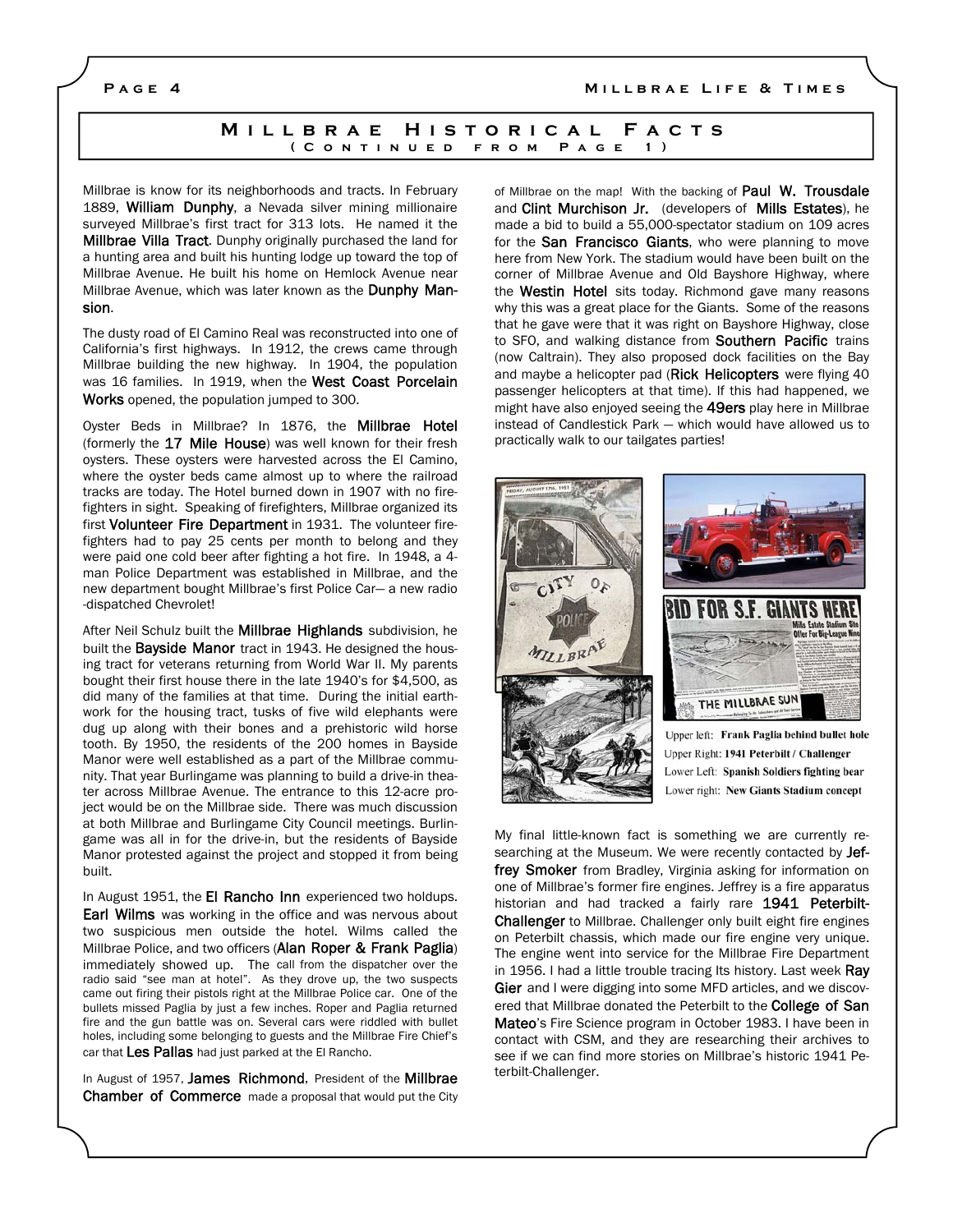# Millbrae Historical Facts

## (Continued from Page 1)

Millbrae is know for its neighborhoods and tracts. In February 1889, **William Dunphy**, a Nevada silver mining millionaire surveyed Millbrae's first tract for 313 lots. He named it the **Millbrae Villa Tract**. Dunphy originally purchased the land for a hunting area and built his hunting lodge up toward the top of Millbrae Avenue. He built his home on Hemlock Avenue near Millbrae Avenue, which was later known as the **Dunphy Mansion**.

The dusty road of El Camino Real was reconstructed into one of California's first highways. In 1912, the crews came through Millbrae building the new highway. In 1904, the population was 16 families. In 1919, when the **West Coast Porcelain Works** opened, the population jumped to 300.

Oyster Beds in Millbrae? In 1876, the **Millbrae Hotel** (formerly the **17 Mile House**) was well known for their fresh oysters. These oysters were harvested across the El Camino, where the oyster beds came almost up to where the railroad tracks are today. The Hotel burned down in 1907 with no firefighters in sight. Speaking of firefighters, Millbrae organized its first **Volunteer Fire Department** in 1931. The volunteer firefighters had to pay 25 cents per month to belong and they were paid one cold beer after fighting a hot fire. In 1948, a 4-man Police Department was established in Millbrae, and the new department bought Millbrae's first Police Car— a new radio-dispatched Chevrolet!

After Neil Schulz built the **Millbrae Highlands** subdivision, he built the **Bayside Manor** tract in 1943. He designed the housing tract for veterans returning from World War II. My parents bought their first house there in the late 1940's for $4,500, as did many of the families at that time. During the initial earthwork for the housing tract, tusks of five wild elephants were dug up along with their bones and a prehistoric wild horse tooth. By 1950, the residents of the 200 homes in Bayside Manor were well established as a part of the Millbrae community. That year Burlingame was planning to build a drive-in theater across Millbrae Avenue. The entrance to this 12-acre project would be on the Millbrae side. There was much discussion at both Millbrae and Burlingame City Council meetings. Burlingame was all in for the drive-in, but the residents of Bayside Manor protested against the project and stopped it from being built.

In August 1951, the **El Rancho Inn** experienced two holdups. **Earl Wilms** was working in the office and was nervous about two suspicious men outside the hotel. Wilms called the Millbrae Police, and two officers (**Alan Roper & Frank Paglia**) immediately showed up. The call from the dispatcher over the radio said "see man at hotel". As they drove up, the two suspects came out firing their pistols right at the Millbrae Police car. One of the bullets missed Paglia by just a few inches. Roper and Paglia returned fire and the gun battle was on. Several cars were riddled with bullet holes, including some belonging to guests and the Millbrae Fire Chief's car that **Les Pallas** had just parked at the El Rancho.

In August of 1957, **James Richmond**, President of the **Millbrae Chamber of Commerce** made a proposal that would put the City of Millbrae on the map! With the backing of **Paul W. Trousdale** and **Clint Murchison Jr.** (developers of **Mills Estates**), he made a bid to build a 55,000-spectator stadium on 109 acres for the **San Francisco Giants**, who were planning to move here from New York. The stadium would have been built on the corner of Millbrae Avenue and Old Bayshore Highway, where the **Westin Hotel** sits today. Richmond gave many reasons why this was a great place for the Giants. Some of the reasons that he gave were that it was right on Bayshore Highway, close to SFO, and walking distance from **Southern Pacific** trains (now Caltrain). They also proposed dock facilities on the Bay and maybe a helicopter pad (**Rick Helicopters** were flying 40 passenger helicopters at that time). If this had happened, we might have also enjoyed seeing the **49ers** play here in Millbrae instead of Candlestick Park — which would have allowed us to practically walk to our tailgates parties!

Upper left: **Frank Paglia behind bullet hole**
Upper Right: **1941 Peterbilt / Challenger**
Lower Left: **Spanish Soldiers fighting bear**
Lower right: **New Giants Stadium concept**

My final little-known fact is something we are currently researching at the Museum. We were recently contacted by **Jeffrey Smoker** from Bradley, Virginia asking for information on one of Millbrae's former fire engines. Jeffrey is a fire apparatus historian and had tracked a fairly rare **1941 Peterbilt-Challenger** to Millbrae. Challenger only built eight fire engines on Peterbilt chassis, which made our fire engine very unique. The engine went into service for the Millbrae Fire Department in 1956. I had a little trouble tracing Its history. Last week **Ray Gier** and I were digging into some MFD articles, and we discovered that Millbrae donated the Peterbilt to the **College of San Mateo**'s Fire Science program in October 1983. I have been in contact with CSM, and they are researching their archives to see if we can find more stories on Millbrae's historic 1941 Peterbilt-Challenger.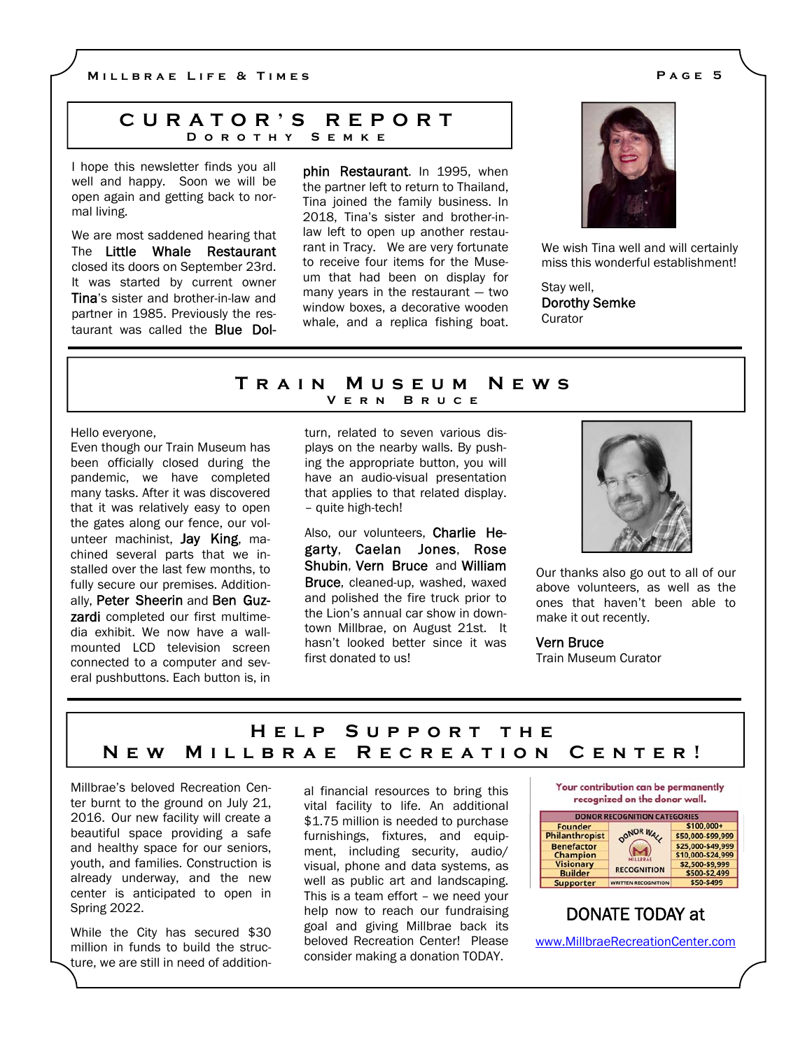## CURATOR'S REPORT

### Dorothy Semke

I hope this newsletter finds you all well and happy. Soon we will be open again and getting back to normal living.

We are most saddened hearing that The **Little Whale Restaurant** closed its doors on September 23rd. It was started by current owner **Tina**'s sister and brother-in-law and partner in 1985. Previously the restaurant was called the **Blue Dolphin Restaurant**. In 1995, when the partner left to return to Thailand, Tina joined the family business. In 2018, Tina's sister and brother-in-law left to open up another restaurant in Tracy. We are very fortunate to receive four items for the Museum that had been on display for many years in the restaurant — two window boxes, a decorative wooden whale, and a replica fishing boat.

We wish Tina well and will certainly miss this wonderful establishment!

Stay well,
**Dorothy Semke**
Curator

## TRAIN MUSEUM NEWS

### Vern Bruce

Hello everyone,
Even though our Train Museum has been officially closed during the pandemic, we have completed many tasks. After it was discovered that it was relatively easy to open the gates along our fence, our volunteer machinist, **Jay King**, machined several parts that we installed over the last few months, to fully secure our premises. Additionally, **Peter Sheerin** and **Ben Guzzardi** completed our first multimedia exhibit. We now have a wall-mounted LCD television screen connected to a computer and several pushbuttons. Each button is, in turn, related to seven various displays on the nearby walls. By pushing the appropriate button, you will have an audio-visual presentation that applies to that related display. – quite high-tech!

Also, our volunteers, **Charlie Hegarty**, **Caelan Jones**, **Rose Shubin**, **Vern Bruce** and **William Bruce**, cleaned-up, washed, waxed and polished the fire truck prior to the Lion's annual car show in downtown Millbrae, on August 21st. It hasn't looked better since it was first donated to us!

Our thanks also go out to all of our above volunteers, as well as the ones that haven't been able to make it out recently.

**Vern Bruce**
Train Museum Curator

## HELP SUPPORT THE NEW MILLBRAE RECREATION CENTER!

Millbrae's beloved Recreation Center burnt to the ground on July 21, 2016. Our new facility will create a beautiful space providing a safe and healthy space for our seniors, youth, and families. Construction is already underway, and the new center is anticipated to open in Spring 2022.

While the City has secured $30 million in funds to build the structure, we are still in need of additional financial resources to bring this vital facility to life. An additional $1.75 million is needed to purchase furnishings, fixtures, and equipment, including security, audio/visual, phone and data systems, as well as public art and landscaping. This is a team effort – we need your help now to reach our fundraising goal and giving Millbrae back its beloved Recreation Center! Please consider making a donation TODAY.

Your contribution can be permanently recognized on the donor wall.

| DONOR RECOGNITION CATEGORIES | | |
|---|---|---|
| Founder | DONOR WALL / MILLBRAE RECOGNITION | $100,000+ |
| Philanthropist | | $50,000-$99,999 |
| Benefactor | | $25,000-$49,999 |
| Champion | | $10,000-$24,999 |
| Visionary | | $2,500-$9,999 |
| Builder | | $500-$2,499 |
| Supporter | WRITTEN RECOGNITION | $50-$499 |

DONATE TODAY at

www.MillbraeRecreationCenter.com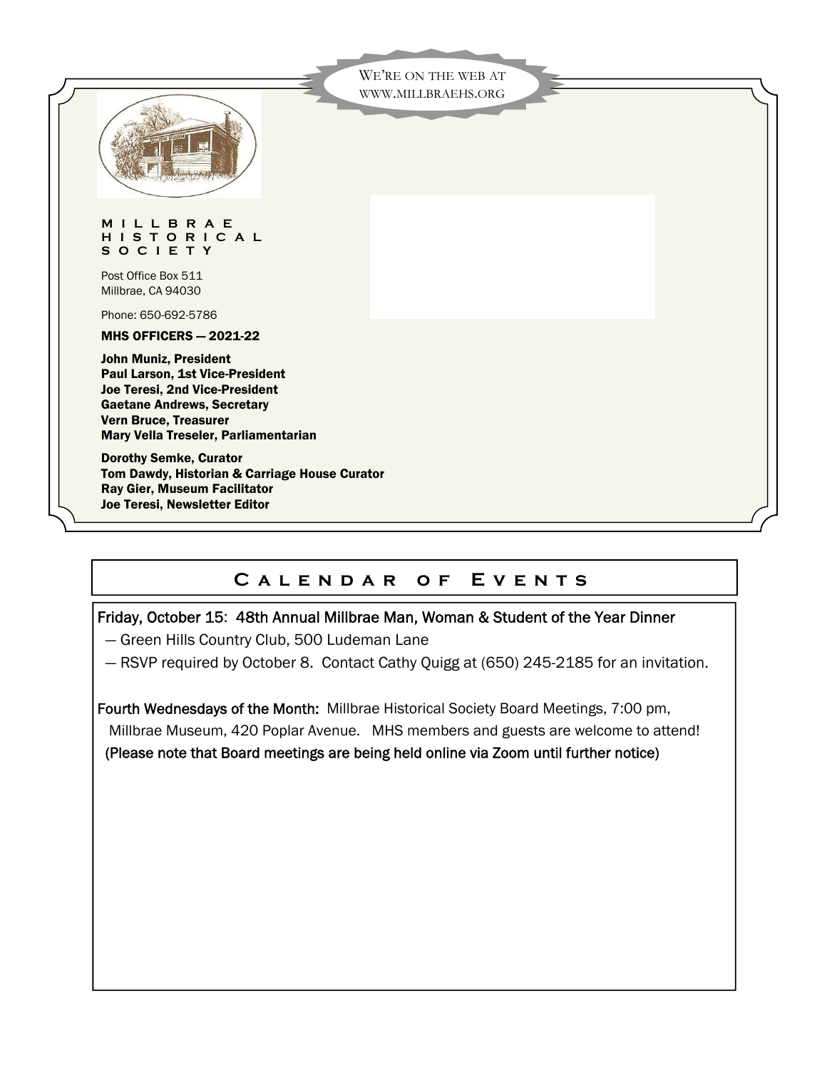WE'RE ON THE WEB AT
WWW.MILLBRAEHS.ORG

**MILLBRAE HISTORICAL SOCIETY**

Post Office Box 511
Millbrae, CA 94030

Phone: 650-692-5786

**MHS OFFICERS — 2021-22**

**John Muniz, President**
**Paul Larson, 1st Vice-President**
**Joe Teresi, 2nd Vice-President**
**Gaetane Andrews, Secretary**
**Vern Bruce, Treasurer**
**Mary Vella Treseler, Parliamentarian**

**Dorothy Semke, Curator**
**Tom Dawdy, Historian & Carriage House Curator**
**Ray Gier, Museum Facilitator**
**Joe Teresi, Newsletter Editor**

## Calendar of Events

Friday, October 15: 48th Annual Millbrae Man, Woman & Student of the Year Dinner
— Green Hills Country Club, 500 Ludeman Lane
— RSVP required by October 8. Contact Cathy Quigg at (650) 245-2185 for an invitation.

Fourth Wednesdays of the Month: Millbrae Historical Society Board Meetings, 7:00 pm, Millbrae Museum, 420 Poplar Avenue. MHS members and guests are welcome to attend!
(Please note that Board meetings are being held online via Zoom until further notice)